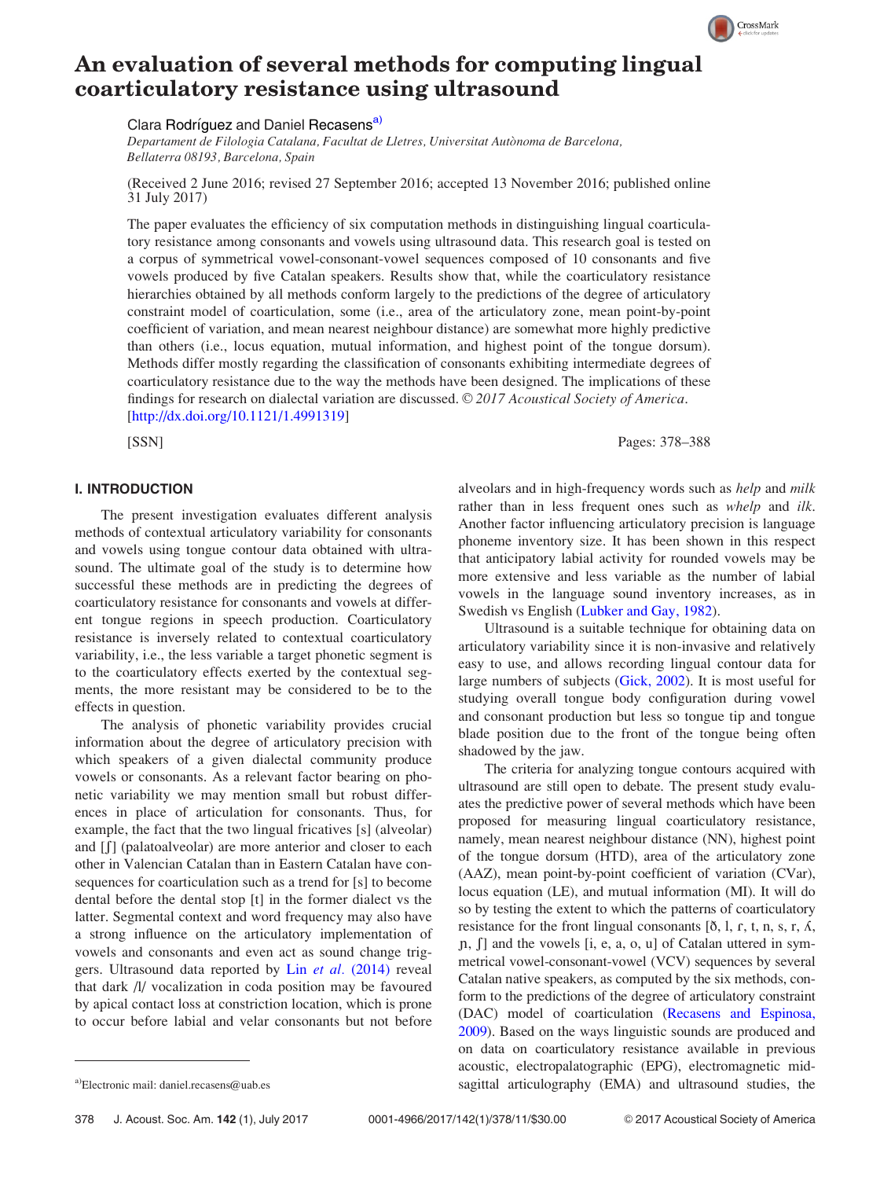# An evaluation of several methods for computing lingual coarticulatory resistance using ultrasound

Clara Rodríguez and Daniel Recasens[a)]

*Departament de Filologia Catalana, Facultat de Lletres, Universitat Autònoma de Barcelona, Bellaterra 08193, Barcelona, Spain*

(Received 2 June 2016; revised 27 September 2016; accepted 13 November 2016; published online 31 July 2017)

The paper evaluates the efficiency of six computation methods in distinguishing lingual coarticulatory resistance among consonants and vowels using ultrasound data. This research goal is tested on a corpus of symmetrical vowel-consonant-vowel sequences composed of 10 consonants and five vowels produced by five Catalan speakers. Results show that, while the coarticulatory resistance hierarchies obtained by all methods conform largely to the predictions of the degree of articulatory constraint model of coarticulation, some (i.e., area of the articulatory zone, mean point-by-point coefficient of variation, and mean nearest neighbour distance) are somewhat more highly predictive than others (i.e., locus equation, mutual information, and highest point of the tongue dorsum). Methods differ mostly regarding the classification of consonants exhibiting intermediate degrees of coarticulatory resistance due to the way the methods have been designed. The implications of these findings for research on dialectal variation are discussed. © *2017 Acoustical Society of America*. [http://dx.doi.org/10.1121/1.4991319]

[SSN]

## I. INTRODUCTION

The present investigation evaluates different analysis methods of contextual articulatory variability for consonants and vowels using tongue contour data obtained with ultrasound. The ultimate goal of the study is to determine how successful these methods are in predicting the degrees of coarticulatory resistance for consonants and vowels at different tongue regions in speech production. Coarticulatory resistance is inversely related to contextual coarticulatory variability, i.e., the less variable a target phonetic segment is to the coarticulatory effects exerted by the contextual segments, the more resistant may be considered to be to the effects in question.

The analysis of phonetic variability provides crucial information about the degree of articulatory precision with which speakers of a given dialectal community produce vowels or consonants. As a relevant factor bearing on phonetic variability we may mention small but robust differences in place of articulation for consonants. Thus, for example, the fact that the two lingual fricatives [s] (alveolar) and [ʃ] (palatoalveolar) are more anterior and closer to each other in Valencian Catalan than in Eastern Catalan has consequences for coarticulation such as a trend for [s] to become dental before the dental stop [t] in the former dialect vs the latter. Segmental context and word frequency may also have a strong influence on the articulatory implementation of vowels and consonants and even act as sound change triggers. Ultrasound data reported by Lin *et al.* (2014) reveal that dark /l/ vocalization in coda position may be favoured by apical contact loss at constriction location, which is prone to occur before labial and velar consonants but not before alveolars and in high-frequency words such as *help* and *milk* rather than in less frequent ones such as *whelp* and *ilk*. Another factor influencing articulatory precision is language phoneme inventory size. It has been shown in this respect that anticipatory labial activity for rounded vowels may be more extensive and less variable as the number of labial vowels in the language sound inventory increases, as in Swedish vs English (Lubker and Gay, 1982).

Ultrasound is a suitable technique for obtaining data on articulatory variability since it is non-invasive and relatively easy to use, and allows recording lingual contour data for large numbers of subjects (Gick, 2002). It is most useful for studying overall tongue body configuration during vowel and consonant production but less so tongue tip and tongue blade position due to the front of the tongue being often shadowed by the jaw.

The criteria for analyzing tongue contours acquired with ultrasound are still open to debate. The present study evaluates the predictive power of several methods which have been proposed for measuring lingual coarticulatory resistance, namely, mean nearest neighbour distance (NN), highest point of the tongue dorsum (HTD), area of the articulatory zone (AAZ), mean point-by-point coefficient of variation (CVar), locus equation (LE), and mutual information (MI). It will do so by testing the extent to which the patterns of coarticulatory resistance for the front lingual consonants [ð, l, ɾ, t, n, s, r, ʎ, ɲ, ʃ] and the vowels [i, e, a, o, u] of Catalan uttered in symmetrical vowel-consonant-vowel (VCV) sequences by several Catalan native speakers, as computed by the six methods, conform to the predictions of the degree of articulatory constraint (DAC) model of coarticulation (Recasens and Espinosa, 2009). Based on the ways linguistic sounds are produced and on data on coarticulatory resistance available in previous acoustic, electropalatographic (EPG), electromagnetic midsagittal articulography (EMA) and ultrasound studies, the

[a)]Electronic mail: daniel.recasens@uab.es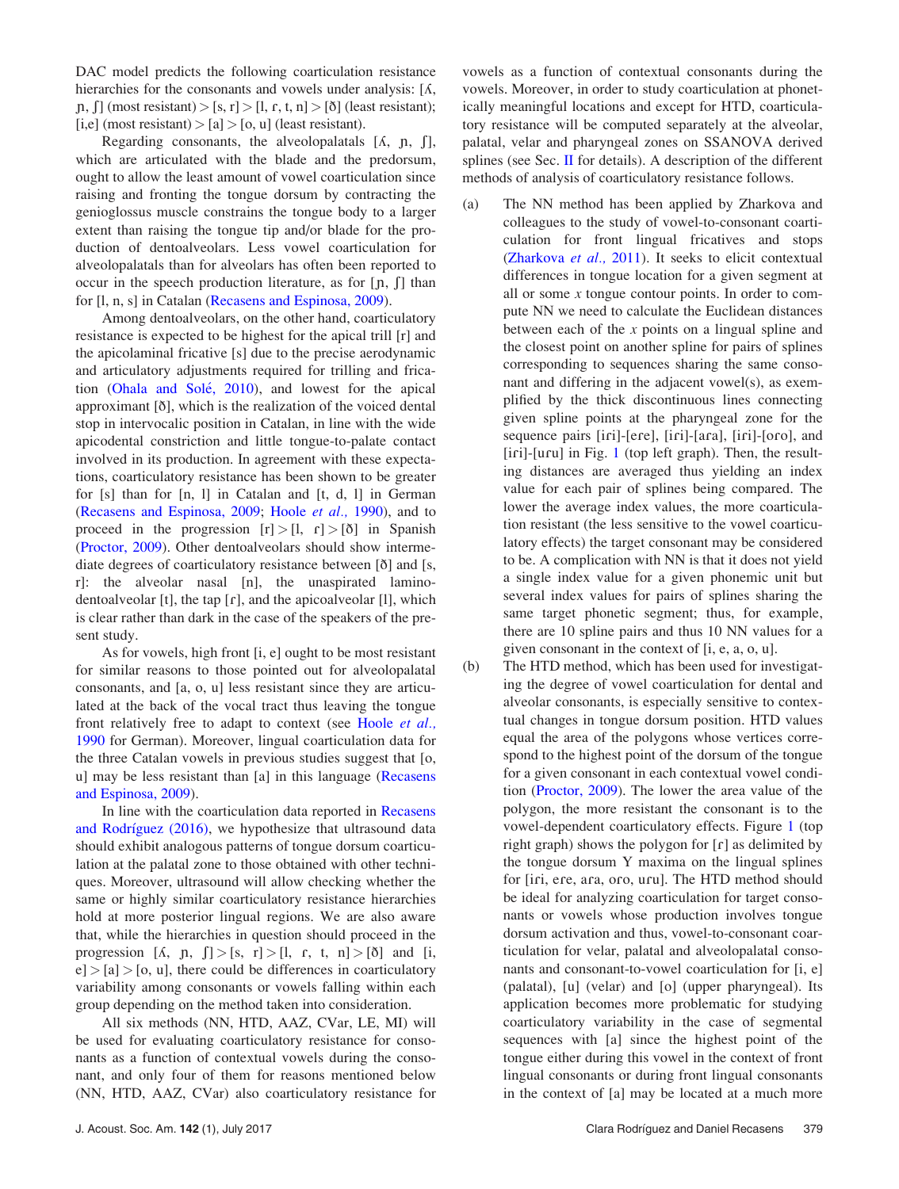DAC model predicts the following coarticulation resistance hierarchies for the consonants and vowels under analysis: [ʎ, ɲ, ʃ] (most resistant) > [s, r] > [l, ɾ, t, n] > [ð] (least resistant); [i,e] (most resistant) > [a] > [o, u] (least resistant).

Regarding consonants, the alveolopalatals [ʎ, ɲ, ʃ], which are articulated with the blade and the predorsum, ought to allow the least amount of vowel coarticulation since raising and fronting the tongue dorsum by contracting the genioglossus muscle constrains the tongue body to a larger extent than raising the tongue tip and/or blade for the production of dentoalveolars. Less vowel coarticulation for alveolopalatals than for alveolars has often been reported to occur in the speech production literature, as for [ɲ, ʃ] than for [l, n, s] in Catalan (Recasens and Espinosa, 2009).

Among dentoalveolars, on the other hand, coarticulatory resistance is expected to be highest for the apical trill [r] and the apicolaminal fricative [s] due to the precise aerodynamic and articulatory adjustments required for trilling and frication (Ohala and Solé, 2010), and lowest for the apical approximant [ð], which is the realization of the voiced dental stop in intervocalic position in Catalan, in line with the wide apicodental constriction and little tongue-to-palate contact involved in its production. In agreement with these expectations, coarticulatory resistance has been shown to be greater for [s] than for [n, l] in Catalan and [t, d, l] in German (Recasens and Espinosa, 2009; Hoole *et al.,* 1990), and to proceed in the progression [r] > [l, ɾ] > [ð] in Spanish (Proctor, 2009). Other dentoalveolars should show intermediate degrees of coarticulatory resistance between [ð] and [s, r]: the alveolar nasal [n], the unaspirated laminodentoalveolar [t], the tap [ɾ], and the apicoalveolar [l], which is clear rather than dark in the case of the speakers of the present study.

As for vowels, high front [i, e] ought to be most resistant for similar reasons to those pointed out for alveolopalatal consonants, and [a, o, u] less resistant since they are articulated at the back of the vocal tract thus leaving the tongue front relatively free to adapt to context (see Hoole *et al.,* 1990 for German). Moreover, lingual coarticulation data for the three Catalan vowels in previous studies suggest that [o, u] may be less resistant than [a] in this language (Recasens and Espinosa, 2009).

In line with the coarticulation data reported in Recasens and Rodríguez (2016), we hypothesize that ultrasound data should exhibit analogous patterns of tongue dorsum coarticulation at the palatal zone to those obtained with other techniques. Moreover, ultrasound will allow checking whether the same or highly similar coarticulatory resistance hierarchies hold at more posterior lingual regions. We are also aware that, while the hierarchies in question should proceed in the progression [ʎ, ɲ, ʃ] > [s, r] > [l, ɾ, t, n] > [ð] and [i, e] > [a] > [o, u], there could be differences in coarticulatory variability among consonants or vowels falling within each group depending on the method taken into consideration.

All six methods (NN, HTD, AAZ, CVar, LE, MI) will be used for evaluating coarticulatory resistance for consonants as a function of contextual vowels during the consonant, and only four of them for reasons mentioned below (NN, HTD, AAZ, CVar) also coarticulatory resistance for vowels as a function of contextual consonants during the vowels. Moreover, in order to study coarticulation at phonetically meaningful locations and except for HTD, coarticulatory resistance will be computed separately at the alveolar, palatal, velar and pharyngeal zones on SSANOVA derived splines (see Sec. II for details). A description of the different methods of analysis of coarticulatory resistance follows.

(a) The NN method has been applied by Zharkova and colleagues to the study of vowel-to-consonant coarticulation for front lingual fricatives and stops (Zharkova *et al.,* 2011). It seeks to elicit contextual differences in tongue location for a given segment at all or some *x* tongue contour points. In order to compute NN we need to calculate the Euclidean distances between each of the *x* points on a lingual spline and the closest point on another spline for pairs of splines corresponding to sequences sharing the same consonant and differing in the adjacent vowel(s), as exemplified by the thick discontinuous lines connecting given spline points at the pharyngeal zone for the sequence pairs [iɾi]-[eɾe], [iɾi]-[aɾa], [iɾi]-[oɾo], and [iɾi]-[uɾu] in Fig. 1 (top left graph). Then, the resulting distances are averaged thus yielding an index value for each pair of splines being compared. The lower the average index values, the more coarticulation resistant (the less sensitive to the vowel coarticulatory effects) the target consonant may be considered to be. A complication with NN is that it does not yield a single index value for a given phonemic unit but several index values for pairs of splines sharing the same target phonetic segment; thus, for example, there are 10 spline pairs and thus 10 NN values for a given consonant in the context of [i, e, a, o, u].

(b) The HTD method, which has been used for investigating the degree of vowel coarticulation for dental and alveolar consonants, is especially sensitive to contextual changes in tongue dorsum position. HTD values equal the area of the polygons whose vertices correspond to the highest point of the dorsum of the tongue for a given consonant in each contextual vowel condition (Proctor, 2009). The lower the area value of the polygon, the more resistant the consonant is to the vowel-dependent coarticulatory effects. Figure 1 (top right graph) shows the polygon for [ɾ] as delimited by the tongue dorsum Y maxima on the lingual splines for [iɾi, eɾe, aɾa, oɾo, uɾu]. The HTD method should be ideal for analyzing coarticulation for target consonants or vowels whose production involves tongue dorsum activation and thus, vowel-to-consonant coarticulation for velar, palatal and alveolopalatal consonants and consonant-to-vowel coarticulation for [i, e] (palatal), [u] (velar) and [o] (upper pharyngeal). Its application becomes more problematic for studying coarticulatory variability in the case of segmental sequences with [a] since the highest point of the tongue either during this vowel in the context of front lingual consonants or during front lingual consonants in the context of [a] may be located at a much more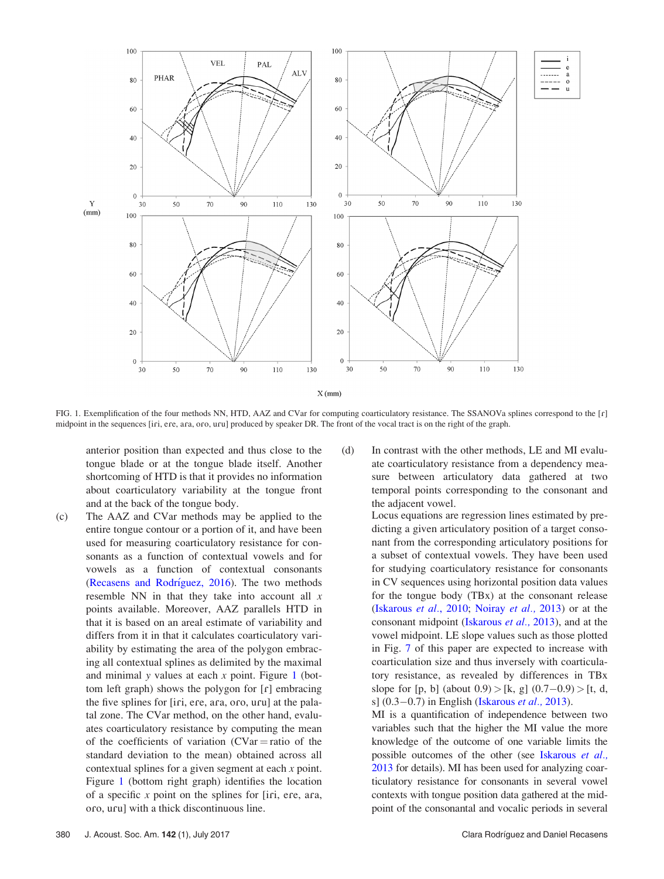FIG. 1. Exemplification of the four methods NN, HTD, AAZ and CVar for computing coarticulatory resistance. The SSANOVa splines correspond to the [ɾ] midpoint in the sequences [iɾi, eɾe, aɾa, oɾo, uɾu] produced by speaker DR. The front of the vocal tract is on the right of the graph.

anterior position than expected and thus close to the tongue blade or at the tongue blade itself. Another shortcoming of HTD is that it provides no information about coarticulatory variability at the tongue front and at the back of the tongue body.

(c) The AAZ and CVar methods may be applied to the entire tongue contour or a portion of it, and have been used for measuring coarticulatory resistance for consonants as a function of contextual vowels and for vowels as a function of contextual consonants (Recasens and Rodríguez, 2016). The two methods resemble NN in that they take into account all $x$ points available. Moreover, AAZ parallels HTD in that it is based on an areal estimate of variability and differs from it in that it calculates coarticulatory variability by estimating the area of the polygon embracing all contextual splines as delimited by the maximal and minimal $y$ values at each $x$ point. Figure 1 (bottom left graph) shows the polygon for [ɾ] embracing the five splines for [iɾi, eɾe, aɾa, oɾo, uɾu] at the palatal zone. The CVar method, on the other hand, evaluates coarticulatory resistance by computing the mean of the coefficients of variation (CVar = ratio of the standard deviation to the mean) obtained across all contextual splines for a given segment at each $x$ point. Figure 1 (bottom right graph) identifies the location of a specific $x$ point on the splines for [iɾi, eɾe, aɾa, oɾo, uɾu] with a thick discontinuous line.

(d) In contrast with the other methods, LE and MI evaluate coarticulatory resistance from a dependency measure between articulatory data gathered at two temporal points corresponding to the consonant and the adjacent vowel.

Locus equations are regression lines estimated by predicting a given articulatory position of a target consonant from the corresponding articulatory positions for a subset of contextual vowels. They have been used for studying coarticulatory resistance for consonants in CV sequences using horizontal position data values for the tongue body (TBx) at the consonant release (Iskarous *et al.*, 2010; Noiray *et al.*, 2013) or at the consonant midpoint (Iskarous *et al.*, 2013), and at the vowel midpoint. LE slope values such as those plotted in Fig. 7 of this paper are expected to increase with coarticulation size and thus inversely with coarticulatory resistance, as revealed by differences in TBx slope for [p, b] (about 0.9) > [k, g] (0.7−0.9) > [t, d, s] (0.3−0.7) in English (Iskarous *et al.*, 2013).

MI is a quantification of independence between two variables such that the higher the MI value the more knowledge of the outcome of one variable limits the possible outcomes of the other (see Iskarous *et al.*, 2013 for details). MI has been used for analyzing coarticulatory resistance for consonants in several vowel contexts with tongue position data gathered at the midpoint of the consonantal and vocalic periods in several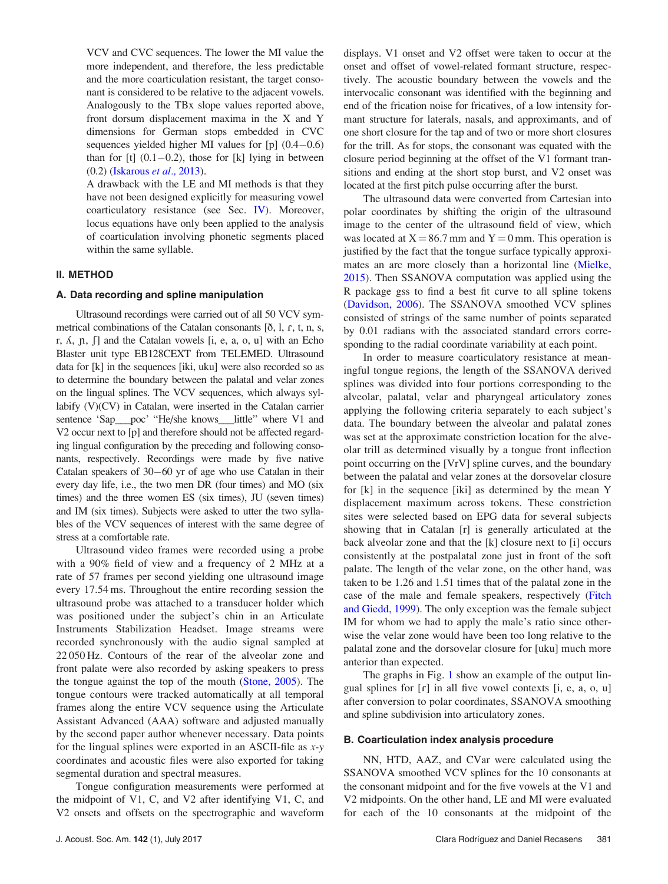VCV and CVC sequences. The lower the MI value the more independent, and therefore, the less predictable and the more coarticulation resistant, the target consonant is considered to be relative to the adjacent vowels. Analogously to the TBx slope values reported above, front dorsum displacement maxima in the X and Y dimensions for German stops embedded in CVC sequences yielded higher MI values for [p] (0.4−0.6) than for [t] (0.1−0.2), those for [k] lying in between (0.2) (Iskarous *et al.*, 2013).

A drawback with the LE and MI methods is that they have not been designed explicitly for measuring vowel coarticulatory resistance (see Sec. IV). Moreover, locus equations have only been applied to the analysis of coarticulation involving phonetic segments placed within the same syllable.

## II. METHOD

### A. Data recording and spline manipulation

Ultrasound recordings were carried out of all 50 VCV symmetrical combinations of the Catalan consonants [ð, l, ɾ, t, n, s, r, ʎ, ɲ, ʃ] and the Catalan vowels [i, e, a, o, u] with an Echo Blaster unit type EB128CEXT from TELEMED. Ultrasound data for [k] in the sequences [iki, uku] were also recorded so as to determine the boundary between the palatal and velar zones on the lingual splines. The VCV sequences, which always syllabify (V)(CV) in Catalan, were inserted in the Catalan carrier sentence 'Sap___poc' "He/she knows___little" where V1 and V2 occur next to [p] and therefore should not be affected regarding lingual configuration by the preceding and following consonants, respectively. Recordings were made by five native Catalan speakers of 30−60 yr of age who use Catalan in their every day life, i.e., the two men DR (four times) and MO (six times) and the three women ES (six times), JU (seven times) and IM (six times). Subjects were asked to utter the two syllables of the VCV sequences of interest with the same degree of stress at a comfortable rate.

Ultrasound video frames were recorded using a probe with a 90% field of view and a frequency of 2 MHz at a rate of 57 frames per second yielding one ultrasound image every 17.54 ms. Throughout the entire recording session the ultrasound probe was attached to a transducer holder which was positioned under the subject's chin in an Articulate Instruments Stabilization Headset. Image streams were recorded synchronously with the audio signal sampled at 22 050 Hz. Contours of the rear of the alveolar zone and front palate were also recorded by asking speakers to press the tongue against the top of the mouth (Stone, 2005). The tongue contours were tracked automatically at all temporal frames along the entire VCV sequence using the Articulate Assistant Advanced (AAA) software and adjusted manually by the second paper author whenever necessary. Data points for the lingual splines were exported in an ASCII-file as *x-y* coordinates and acoustic files were also exported for taking segmental duration and spectral measures.

Tongue configuration measurements were performed at the midpoint of V1, C, and V2 after identifying V1, C, and V2 onsets and offsets on the spectrographic and waveform displays. V1 onset and V2 offset were taken to occur at the onset and offset of vowel-related formant structure, respectively. The acoustic boundary between the vowels and the intervocalic consonant was identified with the beginning and end of the frication noise for fricatives, of a low intensity formant structure for laterals, nasals, and approximants, and of one short closure for the tap and of two or more short closures for the trill. As for stops, the consonant was equated with the closure period beginning at the offset of the V1 formant transitions and ending at the short stop burst, and V2 onset was located at the first pitch pulse occurring after the burst.

The ultrasound data were converted from Cartesian into polar coordinates by shifting the origin of the ultrasound image to the center of the ultrasound field of view, which was located at X = 86.7 mm and Y = 0 mm. This operation is justified by the fact that the tongue surface typically approximates an arc more closely than a horizontal line (Mielke, 2015). Then SSANOVA computation was applied using the R package gss to find a best fit curve to all spline tokens (Davidson, 2006). The SSANOVA smoothed VCV splines consisted of strings of the same number of points separated by 0.01 radians with the associated standard errors corresponding to the radial coordinate variability at each point.

In order to measure coarticulatory resistance at meaningful tongue regions, the length of the SSANOVA derived splines was divided into four portions corresponding to the alveolar, palatal, velar and pharyngeal articulatory zones applying the following criteria separately to each subject's data. The boundary between the alveolar and palatal zones was set at the approximate constriction location for the alveolar trill as determined visually by a tongue front inflection point occurring on the [VrV] spline curves, and the boundary between the palatal and velar zones at the dorsovelar closure for [k] in the sequence [iki] as determined by the mean Y displacement maximum across tokens. These constriction sites were selected based on EPG data for several subjects showing that in Catalan [r] is generally articulated at the back alveolar zone and that the [k] closure next to [i] occurs consistently at the postpalatal zone just in front of the soft palate. The length of the velar zone, on the other hand, was taken to be 1.26 and 1.51 times that of the palatal zone in the case of the male and female speakers, respectively (Fitch and Giedd, 1999). The only exception was the female subject IM for whom we had to apply the male's ratio since otherwise the velar zone would have been too long relative to the palatal zone and the dorsovelar closure for [uku] much more anterior than expected.

The graphs in Fig. 1 show an example of the output lingual splines for [ɾ] in all five vowel contexts [i, e, a, o, u] after conversion to polar coordinates, SSANOVA smoothing and spline subdivision into articulatory zones.

### B. Coarticulation index analysis procedure

NN, HTD, AAZ, and CVar were calculated using the SSANOVA smoothed VCV splines for the 10 consonants at the consonant midpoint and for the five vowels at the V1 and V2 midpoints. On the other hand, LE and MI were evaluated for each of the 10 consonants at the midpoint of the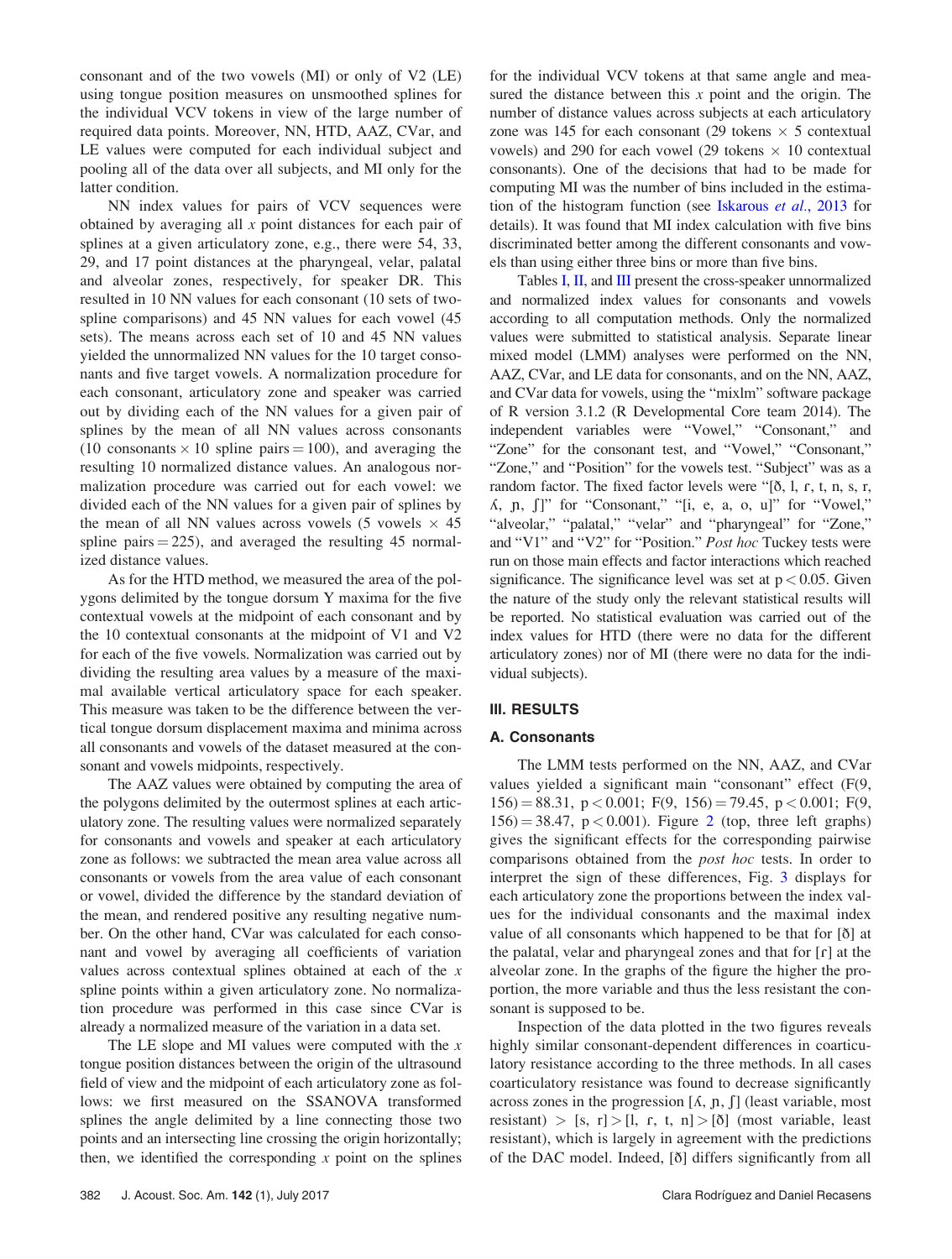consonant and of the two vowels (MI) or only of V2 (LE) using tongue position measures on unsmoothed splines for the individual VCV tokens in view of the large number of required data points. Moreover, NN, HTD, AAZ, CVar, and LE values were computed for each individual subject and pooling all of the data over all subjects, and MI only for the latter condition.

NN index values for pairs of VCV sequences were obtained by averaging all $x$ point distances for each pair of splines at a given articulatory zone, e.g., there were 54, 33, 29, and 17 point distances at the pharyngeal, velar, palatal and alveolar zones, respectively, for speaker DR. This resulted in 10 NN values for each consonant (10 sets of two-spline comparisons) and 45 NN values for each vowel (45 sets). The means across each set of 10 and 45 NN values yielded the unnormalized NN values for the 10 target consonants and five target vowels. A normalization procedure for each consonant, articulatory zone and speaker was carried out by dividing each of the NN values for a given pair of splines by the mean of all NN values across consonants ($10$ consonants $\times$ $10$ spline pairs $= 100$), and averaging the resulting 10 normalized distance values. An analogous normalization procedure was carried out for each vowel: we divided each of the NN values for a given pair of splines by the mean of all NN values across vowels ($5$ vowels $\times$ $45$ spline pairs $= 225$), and averaged the resulting 45 normalized distance values.

As for the HTD method, we measured the area of the polygons delimited by the tongue dorsum Y maxima for the five contextual vowels at the midpoint of each consonant and by the 10 contextual consonants at the midpoint of V1 and V2 for each of the five vowels. Normalization was carried out by dividing the resulting area values by a measure of the maximal available vertical articulatory space for each speaker. This measure was taken to be the difference between the vertical tongue dorsum displacement maxima and minima across all consonants and vowels of the dataset measured at the consonant and vowels midpoints, respectively.

The AAZ values were obtained by computing the area of the polygons delimited by the outermost splines at each articulatory zone. The resulting values were normalized separately for consonants and vowels and speaker at each articulatory zone as follows: we subtracted the mean area value across all consonants or vowels from the area value of each consonant or vowel, divided the difference by the standard deviation of the mean, and rendered positive any resulting negative number. On the other hand, CVar was calculated for each consonant and vowel by averaging all coefficients of variation values across contextual splines obtained at each of the $x$ spline points within a given articulatory zone. No normalization procedure was performed in this case since CVar is already a normalized measure of the variation in a data set.

The LE slope and MI values were computed with the $x$ tongue position distances between the origin of the ultrasound field of view and the midpoint of each articulatory zone as follows: we first measured on the SSANOVA transformed splines the angle delimited by a line connecting those two points and an intersecting line crossing the origin horizontally; then, we identified the corresponding $x$ point on the splines for the individual VCV tokens at that same angle and measured the distance between this $x$ point and the origin. The number of distance values across subjects at each articulatory zone was 145 for each consonant ($29$ tokens $\times$ $5$ contextual vowels) and 290 for each vowel ($29$ tokens $\times$ $10$ contextual consonants). One of the decisions that had to be made for computing MI was the number of bins included in the estimation of the histogram function (see Iskarous *et al.*, 2013 for details). It was found that MI index calculation with five bins discriminated better among the different consonants and vowels than using either three bins or more than five bins.

Tables I, II, and III present the cross-speaker unnormalized and normalized index values for consonants and vowels according to all computation methods. Only the normalized values were submitted to statistical analysis. Separate linear mixed model (LMM) analyses were performed on the NN, AAZ, CVar, and LE data for consonants, and on the NN, AAZ, and CVar data for vowels, using the "mixlm" software package of R version 3.1.2 (R Developmental Core team 2014). The independent variables were "Vowel," "Consonant," and "Zone" for the consonant test, and "Vowel," "Consonant," "Zone," and "Position" for the vowels test. "Subject" was as a random factor. The fixed factor levels were "[ð, l, ɾ, t, n, s, r, ʎ, ɲ, ʃ]" for "Consonant," "[i, e, a, o, u]" for "Vowel," "alveolar," "palatal," "velar" and "pharyngeal" for "Zone," and "V1" and "V2" for "Position." *Post hoc* Tuckey tests were run on those main effects and factor interactions which reached significance. The significance level was set at $p < 0.05$. Given the nature of the study only the relevant statistical results will be reported. No statistical evaluation was carried out of the index values for HTD (there were no data for the different articulatory zones) nor of MI (there were no data for the individual subjects).

## III. RESULTS

### A. Consonants

The LMM tests performed on the NN, AAZ, and CVar values yielded a significant main "consonant" effect ($F(9, 156) = 88.31$, $p < 0.001$; $F(9, 156) = 79.45$, $p < 0.001$; $F(9, 156) = 38.47$, $p < 0.001$). Figure 2 (top, three left graphs) gives the significant effects for the corresponding pairwise comparisons obtained from the *post hoc* tests. In order to interpret the sign of these differences, Fig. 3 displays for each articulatory zone the proportions between the index values for the individual consonants and the maximal index value of all consonants which happened to be that for [ð] at the palatal, velar and pharyngeal zones and that for [ɾ] at the alveolar zone. In the graphs of the figure the higher the proportion, the more variable and thus the less resistant the consonant is supposed to be.

Inspection of the data plotted in the two figures reveals highly similar consonant-dependent differences in coarticulatory resistance according to the three methods. In all cases coarticulatory resistance was found to decrease significantly across zones in the progression [ʎ, ɲ, ʃ] (least variable, most resistant) > [s, r] > [l, ɾ, t, n] > [ð] (most variable, least resistant), which is largely in agreement with the predictions of the DAC model. Indeed, [ð] differs significantly from all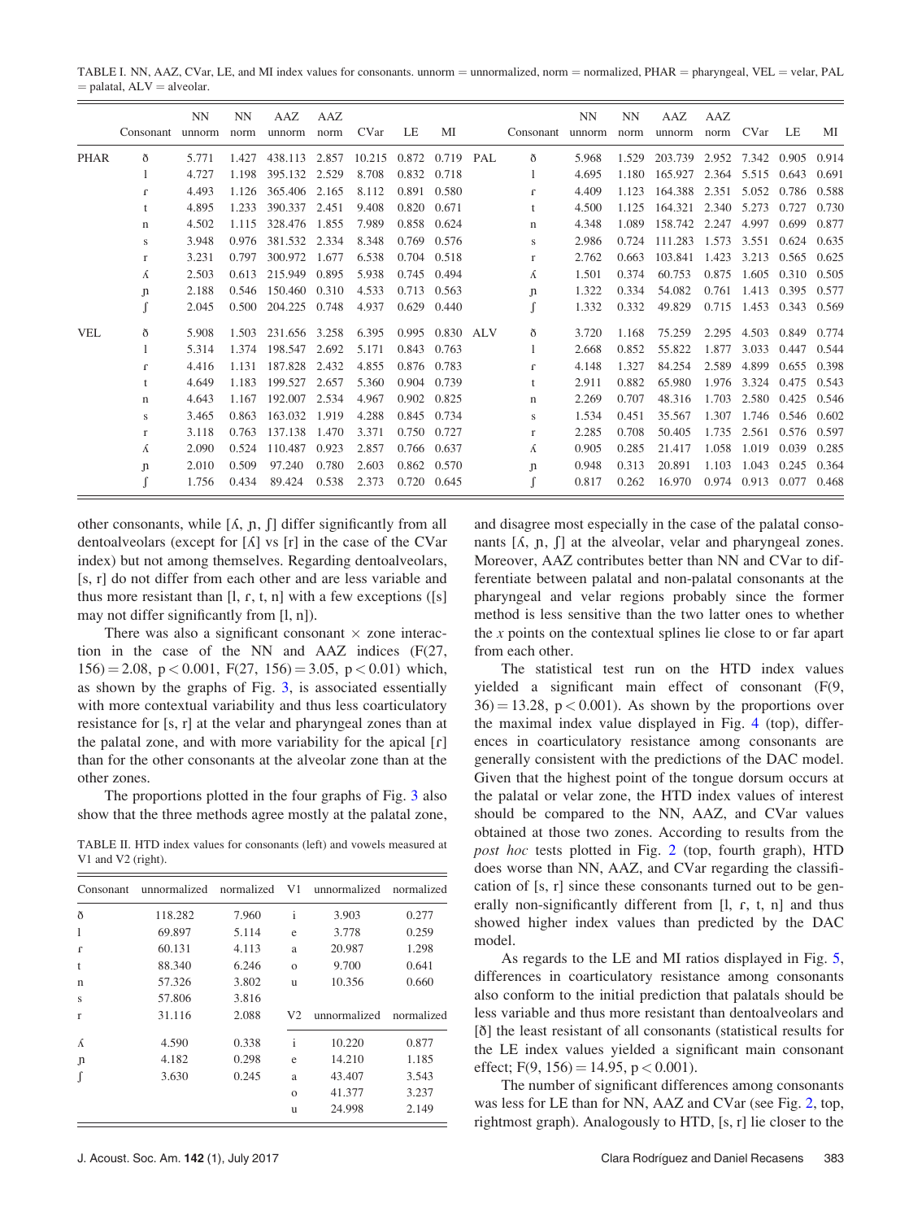TABLE I. NN, AAZ, CVar, LE, and MI index values for consonants. unnorm = unnormalized, norm = normalized, PHAR = pharyngeal, VEL = velar, PAL = palatal, ALV = alveolar.

| | Consonant | NN unnorm | NN norm | AAZ unnorm | AAZ norm | CVar | LE | MI | | Consonant | NN unnorm | NN norm | AAZ unnorm | AAZ norm | CVar | LE | MI |
|---|---|---|---|---|---|---|---|---|---|---|---|---|---|---|---|---|---|
| PHAR | ð | 5.771 | 1.427 | 438.113 | 2.857 | 10.215 | 0.872 | 0.719 | PAL | ð | 5.968 | 1.529 | 203.739 | 2.952 | 7.342 | 0.905 | 0.914 |
| | l | 4.727 | 1.198 | 395.132 | 2.529 | 8.708 | 0.832 | 0.718 | | l | 4.695 | 1.180 | 165.927 | 2.364 | 5.515 | 0.643 | 0.691 |
| | ɾ | 4.493 | 1.126 | 365.406 | 2.165 | 8.112 | 0.891 | 0.580 | | ɾ | 4.409 | 1.123 | 164.388 | 2.351 | 5.052 | 0.786 | 0.588 |
| | t | 4.895 | 1.233 | 390.337 | 2.451 | 9.408 | 0.820 | 0.671 | | t | 4.500 | 1.125 | 164.321 | 2.340 | 5.273 | 0.727 | 0.730 |
| | n | 4.502 | 1.115 | 328.476 | 1.855 | 7.989 | 0.858 | 0.624 | | n | 4.348 | 1.089 | 158.742 | 2.247 | 4.997 | 0.699 | 0.877 |
| | s | 3.948 | 0.976 | 381.532 | 2.334 | 8.348 | 0.769 | 0.576 | | s | 2.986 | 0.724 | 111.283 | 1.573 | 3.551 | 0.624 | 0.635 |
| | r | 3.231 | 0.797 | 300.972 | 1.677 | 6.538 | 0.704 | 0.518 | | r | 2.762 | 0.663 | 103.841 | 1.423 | 3.213 | 0.565 | 0.625 |
| | ʎ | 2.503 | 0.613 | 215.949 | 0.895 | 5.938 | 0.745 | 0.494 | | ʎ | 1.501 | 0.374 | 60.753 | 0.875 | 1.605 | 0.310 | 0.505 |
| | ɲ | 2.188 | 0.546 | 150.460 | 0.310 | 4.533 | 0.713 | 0.563 | | ɲ | 1.322 | 0.334 | 54.082 | 0.761 | 1.413 | 0.395 | 0.577 |
| | ʃ | 2.045 | 0.500 | 204.225 | 0.748 | 4.937 | 0.629 | 0.440 | | ʃ | 1.332 | 0.332 | 49.829 | 0.715 | 1.453 | 0.343 | 0.569 |
| VEL | ð | 5.908 | 1.503 | 231.656 | 3.258 | 6.395 | 0.995 | 0.830 | ALV | ð | 3.720 | 1.168 | 75.259 | 2.295 | 4.503 | 0.849 | 0.774 |
| | l | 5.314 | 1.374 | 198.547 | 2.692 | 5.171 | 0.843 | 0.763 | | l | 2.668 | 0.852 | 55.822 | 1.877 | 3.033 | 0.447 | 0.544 |
| | ɾ | 4.416 | 1.131 | 187.828 | 2.432 | 4.855 | 0.876 | 0.783 | | ɾ | 4.148 | 1.327 | 84.254 | 2.589 | 4.899 | 0.655 | 0.398 |
| | t | 4.649 | 1.183 | 199.527 | 2.657 | 5.360 | 0.904 | 0.739 | | t | 2.911 | 0.882 | 65.980 | 1.976 | 3.324 | 0.475 | 0.543 |
| | n | 4.643 | 1.167 | 192.007 | 2.534 | 4.967 | 0.902 | 0.825 | | n | 2.269 | 0.707 | 48.316 | 1.703 | 2.580 | 0.425 | 0.546 |
| | s | 3.465 | 0.863 | 163.032 | 1.919 | 4.288 | 0.845 | 0.734 | | s | 1.534 | 0.451 | 35.567 | 1.307 | 1.746 | 0.546 | 0.602 |
| | r | 3.118 | 0.763 | 137.138 | 1.470 | 3.371 | 0.750 | 0.727 | | r | 2.285 | 0.708 | 50.405 | 1.735 | 2.561 | 0.576 | 0.597 |
| | ʎ | 2.090 | 0.524 | 110.487 | 0.923 | 2.857 | 0.766 | 0.637 | | ʎ | 0.905 | 0.285 | 21.417 | 1.058 | 1.019 | 0.039 | 0.285 |
| | ɲ | 2.010 | 0.509 | 97.240 | 0.780 | 2.603 | 0.862 | 0.570 | | ɲ | 0.948 | 0.313 | 20.891 | 1.103 | 1.043 | 0.245 | 0.364 |
| | ʃ | 1.756 | 0.434 | 89.424 | 0.538 | 2.373 | 0.720 | 0.645 | | ʃ | 0.817 | 0.262 | 16.970 | 0.974 | 0.913 | 0.077 | 0.468 |

other consonants, while [ʎ, ɲ, ʃ] differ significantly from all dentoalveolars (except for [ʎ] vs [r] in the case of the CVar index) but not among themselves. Regarding dentoalveolars, [s, r] do not differ from each other and are less variable and thus more resistant than [l, ɾ, t, n] with a few exceptions ([s] may not differ significantly from [l, n]).

There was also a significant consonant × zone interaction in the case of the NN and AAZ indices ($F(27, 156) = 2.08$, $p < 0.001$, $F(27, 156) = 3.05$, $p < 0.01$) which, as shown by the graphs of Fig. 3, is associated essentially with more contextual variability and thus less coarticulatory resistance for [s, r] at the velar and pharyngeal zones than at the palatal zone, and with more variability for the apical [ɾ] than for the other consonants at the alveolar zone than at the other zones.

The proportions plotted in the four graphs of Fig. 3 also show that the three methods agree mostly at the palatal zone, and disagree most especially in the case of the palatal consonants [ʎ, ɲ, ʃ] at the alveolar, velar and pharyngeal zones. Moreover, AAZ contributes better than NN and CVar to differentiate between palatal and non-palatal consonants at the pharyngeal and velar regions probably since the former method is less sensitive than the two latter ones to whether the *x* points on the contextual splines lie close to or far apart from each other.

TABLE II. HTD index values for consonants (left) and vowels measured at V1 and V2 (right).

| Consonant | unnormalized | normalized | V1 | unnormalized | normalized |
|---|---|---|---|---|---|
| ð | 118.282 | 7.960 | i | 3.903 | 0.277 |
| l | 69.897 | 5.114 | e | 3.778 | 0.259 |
| ɾ | 60.131 | 4.113 | a | 20.987 | 1.298 |
| t | 88.340 | 6.246 | o | 9.700 | 0.641 |
| n | 57.326 | 3.802 | u | 10.356 | 0.660 |
| s | 57.806 | 3.816 | | | |
| r | 31.116 | 2.088 | V2 | unnormalized | normalized |
| ʎ | 4.590 | 0.338 | i | 10.220 | 0.877 |
| ɲ | 4.182 | 0.298 | e | 14.210 | 1.185 |
| ʃ | 3.630 | 0.245 | a | 43.407 | 3.543 |
| | | | o | 41.377 | 3.237 |
| | | | u | 24.998 | 2.149 |

The statistical test run on the HTD index values yielded a significant main effect of consonant ($F(9, 36) = 13.28$, $p < 0.001$). As shown by the proportions over the maximal index value displayed in Fig. 4 (top), differences in coarticulatory resistance among consonants are generally consistent with the predictions of the DAC model. Given that the highest point of the tongue dorsum occurs at the palatal or velar zone, the HTD index values of interest should be compared to the NN, AAZ, and CVar values obtained at those two zones. According to results from the *post hoc* tests plotted in Fig. 2 (top, fourth graph), HTD does worse than NN, AAZ, and CVar regarding the classification of [s, r] since these consonants turned out to be generally non-significantly different from [l, ɾ, t, n] and thus showed higher index values than predicted by the DAC model.

As regards to the LE and MI ratios displayed in Fig. 5, differences in coarticulatory resistance among consonants also conform to the initial prediction that palatals should be less variable and thus more resistant than dentoalveolars and [ð] the least resistant of all consonants (statistical results for the LE index values yielded a significant main consonant effect; $F(9, 156) = 14.95$, $p < 0.001$).

The number of significant differences among consonants was less for LE than for NN, AAZ and CVar (see Fig. 2, top, rightmost graph). Analogously to HTD, [s, r] lie closer to the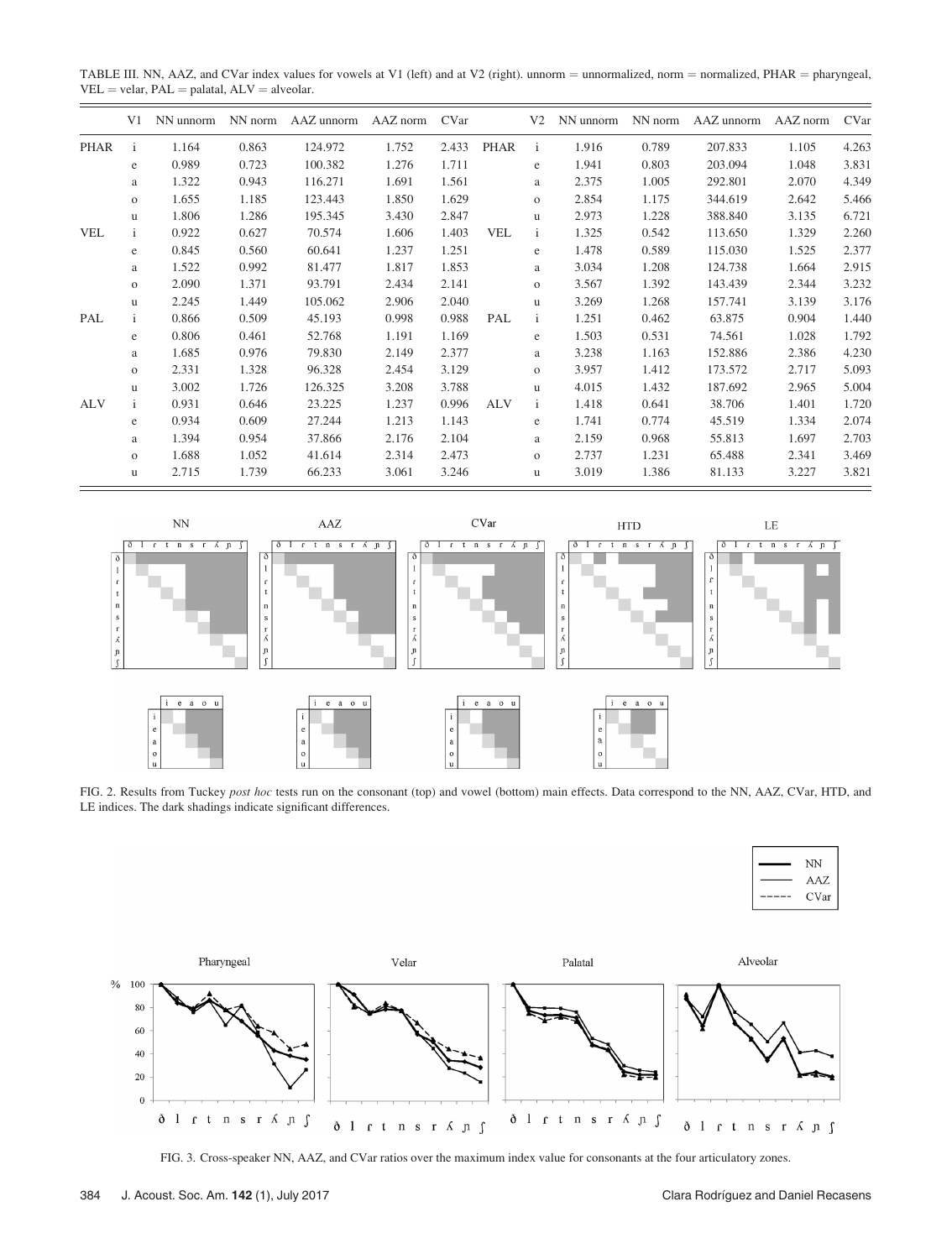TABLE III. NN, AAZ, and CVar index values for vowels at V1 (left) and at V2 (right). unnorm = unnormalized, norm = normalized, PHAR = pharyngeal, VEL = velar, PAL = palatal, ALV = alveolar.

| | V1 | NN unnorm | NN norm | AAZ unnorm | AAZ norm | CVar | | V2 | NN unnorm | NN norm | AAZ unnorm | AAZ norm | CVar |
|---|---|---|---|---|---|---|---|---|---|---|---|---|---|
| PHAR | i | 1.164 | 0.863 | 124.972 | 1.752 | 2.433 | PHAR | i | 1.916 | 0.789 | 207.833 | 1.105 | 4.263 |
| | e | 0.989 | 0.723 | 100.382 | 1.276 | 1.711 | | e | 1.941 | 0.803 | 203.094 | 1.048 | 3.831 |
| | a | 1.322 | 0.943 | 116.271 | 1.691 | 1.561 | | a | 2.375 | 1.005 | 292.801 | 2.070 | 4.349 |
| | o | 1.655 | 1.185 | 123.443 | 1.850 | 1.629 | | o | 2.854 | 1.175 | 344.619 | 2.642 | 5.466 |
| | u | 1.806 | 1.286 | 195.345 | 3.430 | 2.847 | | u | 2.973 | 1.228 | 388.840 | 3.135 | 6.721 |
| VEL | i | 0.922 | 0.627 | 70.574 | 1.606 | 1.403 | VEL | i | 1.325 | 0.542 | 113.650 | 1.329 | 2.260 |
| | e | 0.845 | 0.560 | 60.641 | 1.237 | 1.251 | | e | 1.478 | 0.589 | 115.030 | 1.525 | 2.377 |
| | a | 1.522 | 0.992 | 81.477 | 1.817 | 1.853 | | a | 3.034 | 1.208 | 124.738 | 1.664 | 2.915 |
| | o | 2.090 | 1.371 | 93.791 | 2.434 | 2.141 | | o | 3.567 | 1.392 | 143.439 | 2.344 | 3.232 |
| | u | 2.245 | 1.449 | 105.062 | 2.906 | 2.040 | | u | 3.269 | 1.268 | 157.741 | 3.139 | 3.176 |
| PAL | i | 0.866 | 0.509 | 45.193 | 0.998 | 0.988 | PAL | i | 1.251 | 0.462 | 63.875 | 0.904 | 1.440 |
| | e | 0.806 | 0.461 | 52.768 | 1.191 | 1.169 | | e | 1.503 | 0.531 | 74.561 | 1.028 | 1.792 |
| | a | 1.685 | 0.976 | 79.830 | 2.149 | 2.377 | | a | 3.238 | 1.163 | 152.886 | 2.386 | 4.230 |
| | o | 2.331 | 1.328 | 96.328 | 2.454 | 3.129 | | o | 3.957 | 1.412 | 173.572 | 2.717 | 5.093 |
| | u | 3.002 | 1.726 | 126.325 | 3.208 | 3.788 | | u | 4.015 | 1.432 | 187.692 | 2.965 | 5.004 |
| ALV | i | 0.931 | 0.646 | 23.225 | 1.237 | 0.996 | ALV | i | 1.418 | 0.641 | 38.706 | 1.401 | 1.720 |
| | e | 0.934 | 0.609 | 27.244 | 1.213 | 1.143 | | e | 1.741 | 0.774 | 45.519 | 1.334 | 2.074 |
| | a | 1.394 | 0.954 | 37.866 | 2.176 | 2.104 | | a | 2.159 | 0.968 | 55.813 | 1.697 | 2.703 |
| | o | 1.688 | 1.052 | 41.614 | 2.314 | 2.473 | | o | 2.737 | 1.231 | 65.488 | 2.341 | 3.469 |
| | u | 2.715 | 1.739 | 66.233 | 3.061 | 3.246 | | u | 3.019 | 1.386 | 81.133 | 3.227 | 3.821 |

FIG. 2. Results from Tuckey *post hoc* tests run on the consonant (top) and vowel (bottom) main effects. Data correspond to the NN, AAZ, CVar, HTD, and LE indices. The dark shadings indicate significant differences.

FIG. 3. Cross-speaker NN, AAZ, and CVar ratios over the maximum index value for consonants at the four articulatory zones.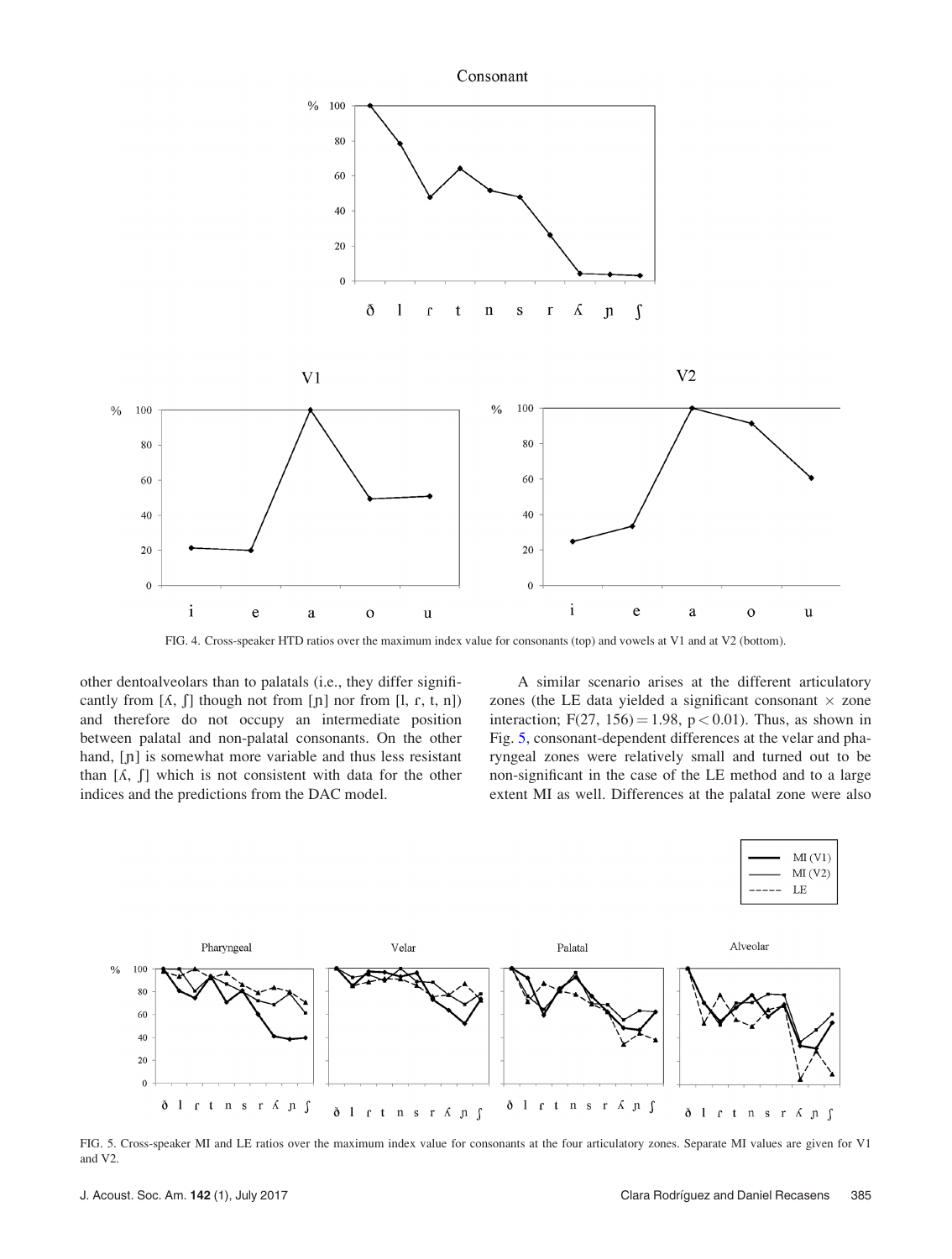FIG. 4. Cross-speaker HTD ratios over the maximum index value for consonants (top) and vowels at V1 and at V2 (bottom).

other dentoalveolars than to palatals (i.e., they differ significantly from [ʎ, ʃ] though not from [ɲ] nor from [l, ɾ, t, n]) and therefore do not occupy an intermediate position between palatal and non-palatal consonants. On the other hand, [ɲ] is somewhat more variable and thus less resistant than [ʎ, ʃ] which is not consistent with data for the other indices and the predictions from the DAC model.

A similar scenario arises at the different articulatory zones (the LE data yielded a significant consonant × zone interaction; $F(27, 156) = 1.98$, $p < 0.01$). Thus, as shown in Fig. 5, consonant-dependent differences at the velar and pharyngeal zones were relatively small and turned out to be non-significant in the case of the LE method and to a large extent MI as well. Differences at the palatal zone were also

FIG. 5. Cross-speaker MI and LE ratios over the maximum index value for consonants at the four articulatory zones. Separate MI values are given for V1 and V2.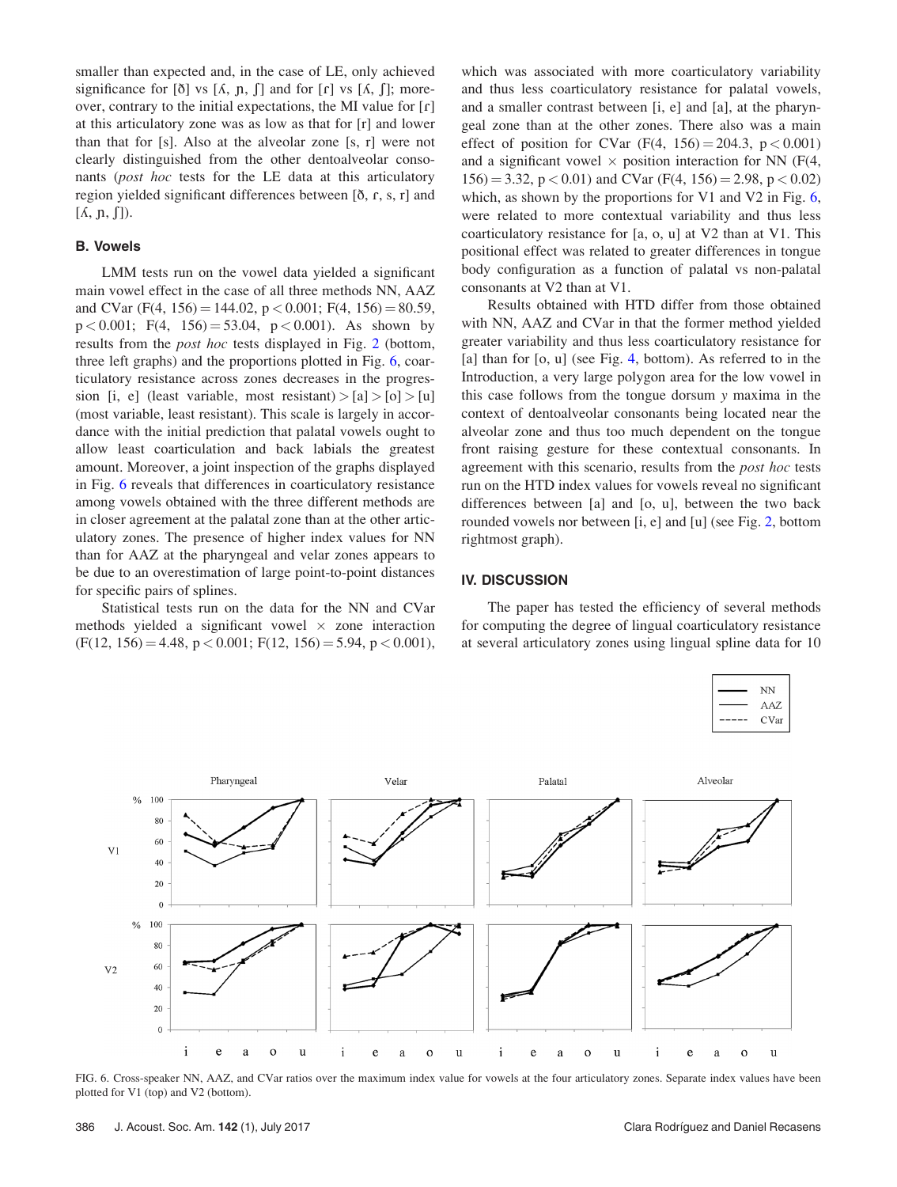smaller than expected and, in the case of LE, only achieved significance for [ð] vs [ʎ, ɲ, ʃ] and for [ɾ] vs [ʎ, ʃ]; moreover, contrary to the initial expectations, the MI value for [ɾ] at this articulatory zone was as low as that for [r] and lower than that for [s]. Also at the alveolar zone [s, r] were not clearly distinguished from the other dentoalveolar consonants (*post hoc* tests for the LE data at this articulatory region yielded significant differences between [ð, ɾ, s, r] and [ʎ, ɲ, ʃ]).

### B. Vowels

LMM tests run on the vowel data yielded a significant main vowel effect in the case of all three methods NN, AAZ and CVar ($F(4, 156) = 144.02$, $p < 0.001$; $F(4, 156) = 80.59$, $p < 0.001$; $F(4, 156) = 53.04$, $p < 0.001$). As shown by results from the *post hoc* tests displayed in Fig. 2 (bottom, three left graphs) and the proportions plotted in Fig. 6, coarticulatory resistance across zones decreases in the progression [i, e] (least variable, most resistant) > [a] > [o] > [u] (most variable, least resistant). This scale is largely in accordance with the initial prediction that palatal vowels ought to allow least coarticulation and back labials the greatest amount. Moreover, a joint inspection of the graphs displayed in Fig. 6 reveals that differences in coarticulatory resistance among vowels obtained with the three different methods are in closer agreement at the palatal zone than at the other articulatory zones. The presence of higher index values for NN than for AAZ at the pharyngeal and velar zones appears to be due to an overestimation of large point-to-point distances for specific pairs of splines.

Statistical tests run on the data for the NN and CVar methods yielded a significant vowel × zone interaction ($F(12, 156) = 4.48$, $p < 0.001$; $F(12, 156) = 5.94$, $p < 0.001$), which was associated with more coarticulatory variability and thus less coarticulatory resistance for palatal vowels, and a smaller contrast between [i, e] and [a], at the pharyngeal zone than at the other zones. There also was a main effect of position for CVar ($F(4, 156) = 204.3$, $p < 0.001$) and a significant vowel × position interaction for NN ($F(4, 156) = 3.32$, $p < 0.01$) and CVar ($F(4, 156) = 2.98$, $p < 0.02$) which, as shown by the proportions for V1 and V2 in Fig. 6, were related to more contextual variability and thus less coarticulatory resistance for [a, o, u] at V2 than at V1. This positional effect was related to greater differences in tongue body configuration as a function of palatal vs non-palatal consonants at V2 than at V1.

Results obtained with HTD differ from those obtained with NN, AAZ and CVar in that the former method yielded greater variability and thus less coarticulatory resistance for [a] than for [o, u] (see Fig. 4, bottom). As referred to in the Introduction, a very large polygon area for the low vowel in this case follows from the tongue dorsum *y* maxima in the context of dentoalveolar consonants being located near the alveolar zone and thus too much dependent on the tongue front raising gesture for these contextual consonants. In agreement with this scenario, results from the *post hoc* tests run on the HTD index values for vowels reveal no significant differences between [a] and [o, u], between the two back rounded vowels nor between [i, e] and [u] (see Fig. 2, bottom rightmost graph).

## IV. DISCUSSION

The paper has tested the efficiency of several methods for computing the degree of lingual coarticulatory resistance at several articulatory zones using lingual spline data for 10

FIG. 6. Cross-speaker NN, AAZ, and CVar ratios over the maximum index value for vowels at the four articulatory zones. Separate index values have been plotted for V1 (top) and V2 (bottom).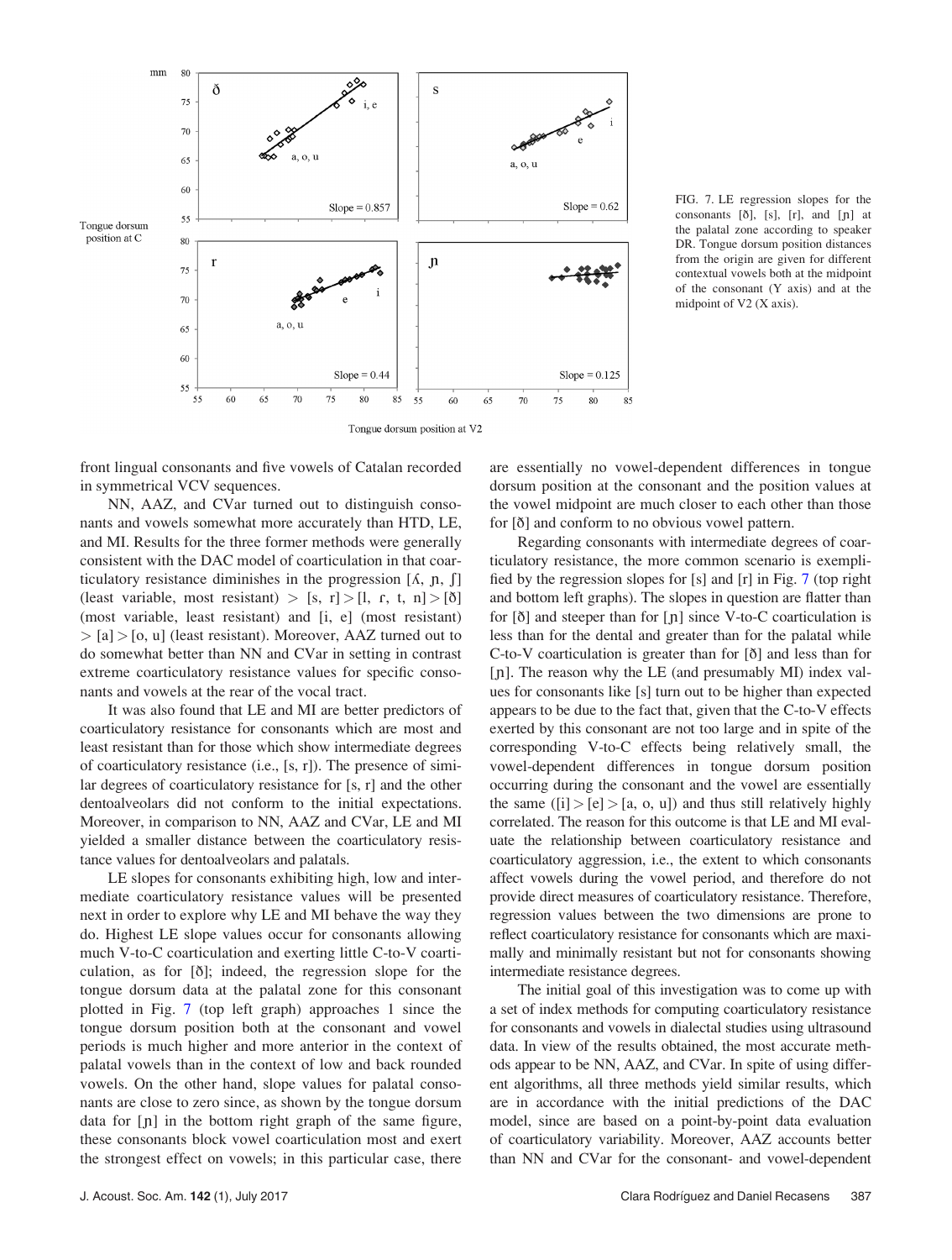FIG. 7. LE regression slopes for the consonants [ð], [s], [r], and [ɲ] at the palatal zone according to speaker DR. Tongue dorsum position distances from the origin are given for different contextual vowels both at the midpoint of the consonant (Y axis) and at the midpoint of V2 (X axis).

front lingual consonants and five vowels of Catalan recorded in symmetrical VCV sequences.

NN, AAZ, and CVar turned out to distinguish consonants and vowels somewhat more accurately than HTD, LE, and MI. Results for the three former methods were generally consistent with the DAC model of coarticulation in that coarticulatory resistance diminishes in the progression [ʎ, ɲ, ʃ] (least variable, most resistant) > [s, r] > [l, ɾ, t, n] > [ð] (most variable, least resistant) and [i, e] (most resistant) > [a] > [o, u] (least resistant). Moreover, AAZ turned out to do somewhat better than NN and CVar in setting in contrast extreme coarticulatory resistance values for specific consonants and vowels at the rear of the vocal tract.

It was also found that LE and MI are better predictors of coarticulatory resistance for consonants which are most and least resistant than for those which show intermediate degrees of coarticulatory resistance (i.e., [s, r]). The presence of similar degrees of coarticulatory resistance for [s, r] and the other dentoalveolars did not conform to the initial expectations. Moreover, in comparison to NN, AAZ and CVar, LE and MI yielded a smaller distance between the coarticulatory resistance values for dentoalveolars and palatals.

LE slopes for consonants exhibiting high, low and intermediate coarticulatory resistance values will be presented next in order to explore why LE and MI behave the way they do. Highest LE slope values occur for consonants allowing much V-to-C coarticulation and exerting little C-to-V coarticulation, as for [ð]; indeed, the regression slope for the tongue dorsum data at the palatal zone for this consonant plotted in Fig. 7 (top left graph) approaches 1 since the tongue dorsum position both at the consonant and vowel periods is much higher and more anterior in the context of palatal vowels than in the context of low and back rounded vowels. On the other hand, slope values for palatal consonants are close to zero since, as shown by the tongue dorsum data for [ɲ] in the bottom right graph of the same figure, these consonants block vowel coarticulation most and exert the strongest effect on vowels; in this particular case, there are essentially no vowel-dependent differences in tongue dorsum position at the consonant and the position values at the vowel midpoint are much closer to each other than those for [ð] and conform to no obvious vowel pattern.

Regarding consonants with intermediate degrees of coarticulatory resistance, the more common scenario is exemplified by the regression slopes for [s] and [r] in Fig. 7 (top right and bottom left graphs). The slopes in question are flatter than for [ð] and steeper than for [ɲ] since V-to-C coarticulation is less than for the dental and greater than for the palatal while C-to-V coarticulation is greater than for [ð] and less than for [ɲ]. The reason why the LE (and presumably MI) index values for consonants like [s] turn out to be higher than expected appears to be due to the fact that, given that the C-to-V effects exerted by this consonant are not too large and in spite of the corresponding V-to-C effects being relatively small, the vowel-dependent differences in tongue dorsum position occurring during the consonant and the vowel are essentially the same ([i] > [e] > [a, o, u]) and thus still relatively highly correlated. The reason for this outcome is that LE and MI evaluate the relationship between coarticulatory resistance and coarticulatory aggression, i.e., the extent to which consonants affect vowels during the vowel period, and therefore do not provide direct measures of coarticulatory resistance. Therefore, regression values between the two dimensions are prone to reflect coarticulatory resistance for consonants which are maximally and minimally resistant but not for consonants showing intermediate resistance degrees.

The initial goal of this investigation was to come up with a set of index methods for computing coarticulatory resistance for consonants and vowels in dialectal studies using ultrasound data. In view of the results obtained, the most accurate methods appear to be NN, AAZ, and CVar. In spite of using different algorithms, all three methods yield similar results, which are in accordance with the initial predictions of the DAC model, since are based on a point-by-point data evaluation of coarticulatory variability. Moreover, AAZ accounts better than NN and CVar for the consonant- and vowel-dependent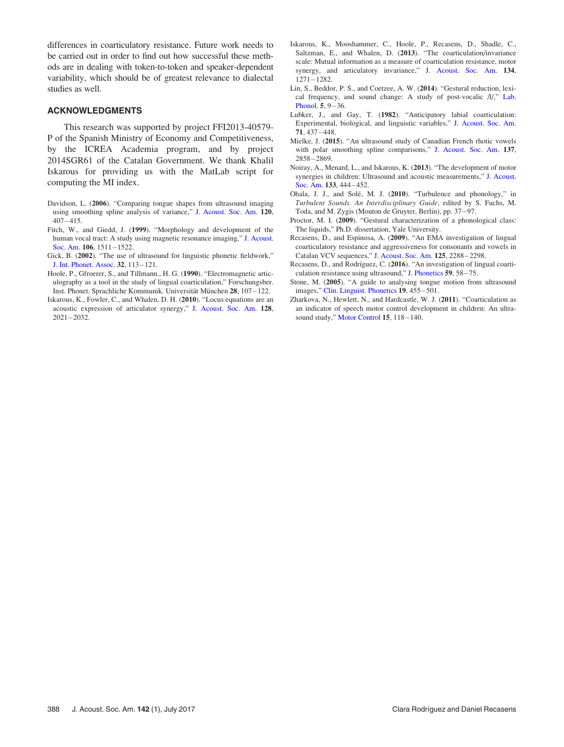differences in coarticulatory resistance. Future work needs to be carried out in order to find out how successful these methods are in dealing with token-to-token and speaker-dependent variability, which should be of greatest relevance to dialectal studies as well.

## ACKNOWLEDGMENTS

This research was supported by project FFI2013-40579-P of the Spanish Ministry of Economy and Competitiveness, by the ICREA Academia program, and by project 2014SGR61 of the Catalan Government. We thank Khalil Iskarous for providing us with the MatLab script for computing the MI index.

Davidson, L. (**2006**). "Comparing tongue shapes from ultrasound imaging using smoothing spline analysis of variance," J. Acoust. Soc. Am. **120**, 407–415.

Fitch, W., and Giedd, J. (**1999**). "Morphology and development of the human vocal tract: A study using magnetic resonance imaging," J. Acoust. Soc. Am. **106**, 1511–1522.

Gick, B. (**2002**). "The use of ultrasound for linguistic phonetic fieldwork," J. Int. Phonet. Assoc. **32**, 113–121.

Hoole, P., Gfroerer, S., and Tillmann., H. G. (**1990**). "Electromagnetic articulography as a tool in the study of lingual coarticulation," Forschungsber. Inst. Phonet. Sprachliche Kommunik. Universität München **28**, 107–122.

Iskarous, K., Fowler, C., and Whalen, D. H. (**2010**). "Locus equations are an acoustic expression of articulator synergy," J. Acoust. Soc. Am. **128**, 2021–2032.

Iskarous, K., Mooshammer, C., Hoole, P., Recasens, D., Shadle, C., Saltzman, E., and Whalen, D. (**2013**). "The coarticulation/invariance scale: Mutual information as a measure of coarticulation resistance, motor synergy, and articulatory invariance," J. Acoust. Soc. Am. **134**, 1271–1282.

Lin, S., Beddor, P. S., and Coetzee, A. W. (**2014**). "Gestural reduction, lexical frequency, and sound change: A study of post-vocalic /l/," Lab. Phonol. **5**, 9–36.

Lubker, J., and Gay, T. (**1982**). "Anticipatory labial coarticulation: Experimental, biological, and linguistic variables," J. Acoust. Soc. Am. **71**, 437–448.

Mielke, J. (**2015**). "An ultrasound study of Canadian French rhotic vowels with polar smoothing spline comparisons," J. Acoust. Soc. Am. **137**, 2858–2869.

Noiray, A., Menard, L., and Iskarous, K. (**2013**). "The development of motor synergies in children: Ultrasound and acoustic measurements," J. Acoust. Soc. Am. **133**, 444–452.

Ohala, J. J., and Solé, M. J. (**2010**). "Turbulence and phonology," in *Turbulent Sounds. An Interdisciplinary Guide*, edited by S. Fuchs, M. Toda, and M. Zygis (Mouton de Gruyter, Berlin), pp. 37–97.

Proctor, M. I. (**2009**). "Gestural characterization of a phonological class: The liquids," Ph.D. dissertation, Yale University.

Recasens, D., and Espinosa, A. (**2009**). "An EMA investigation of lingual coarticulatory resistance and aggressiveness for consonants and vowels in Catalan VCV sequences," J. Acoust. Soc. Am. **125**, 2288–2298.

Recasens, D., and Rodríguez, C. (**2016**). "An investigation of lingual coarticulation resistance using ultrasound," J. Phonetics **59**, 58–75.

Stone, M. (**2005**). "A guide to analysing tongue motion from ultrasound images," Clin. Linguist. Phonetics **19**, 455–501.

Zharkova, N., Hewlett, N., and Hardcastle, W. J. (**2011**). "Coarticulation as an indicator of speech motor control development in children: An ultrasound study," Motor Control **15**, 118–140.